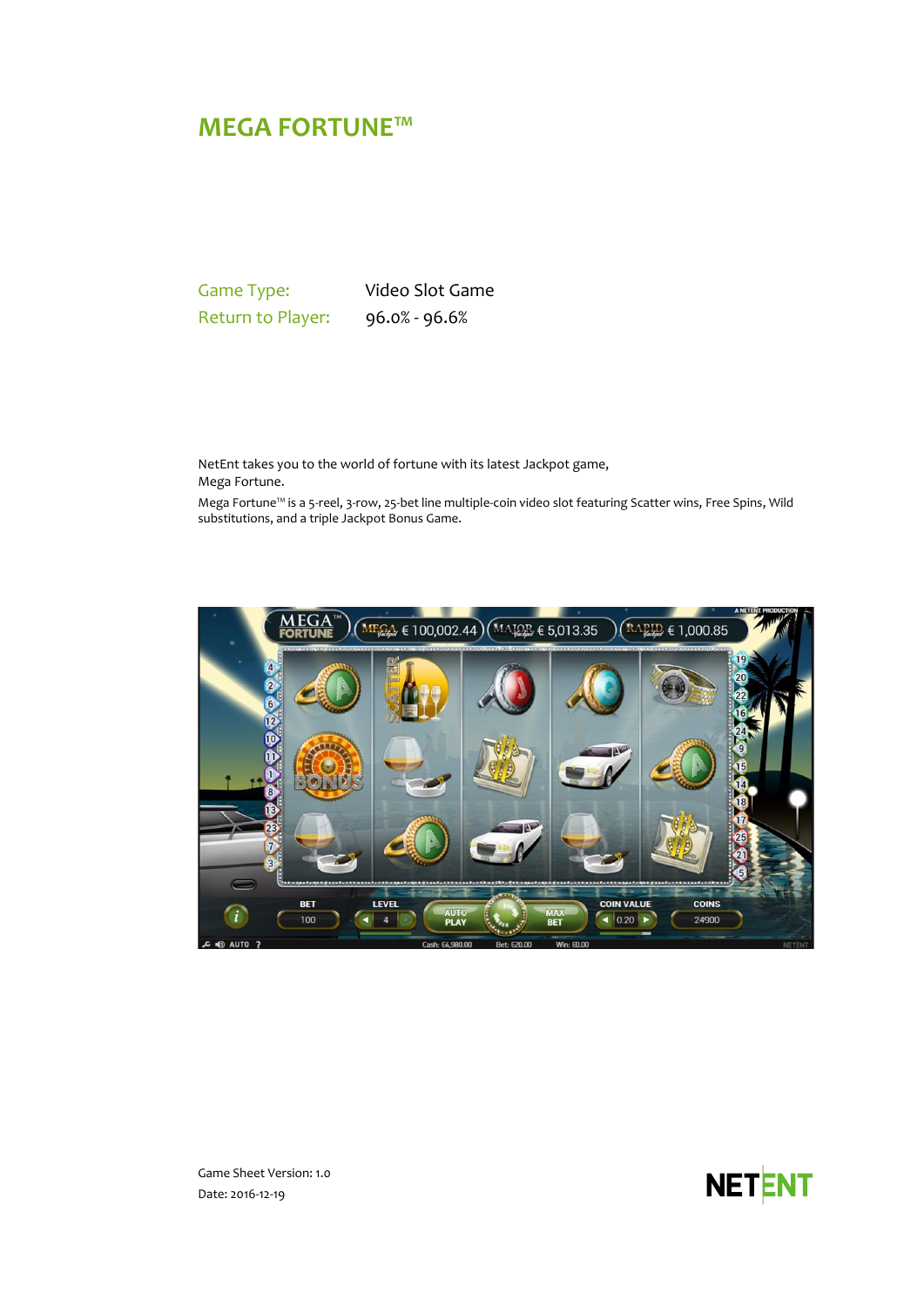# MEGA FORTUNE™

| | |
|---|---|
| Game Type: | Video Slot Game |
| Return to Player: | 96.0% - 96.6% |

NetEnt takes you to the world of fortune with its latest Jackpot game, Mega Fortune.

Mega Fortune™ is a 5-reel, 3-row, 25-bet line multiple-coin video slot featuring Scatter wins, Free Spins, Wild substitutions, and a triple Jackpot Bonus Game.

Game Sheet Version: 1.0

Date: 2016-12-19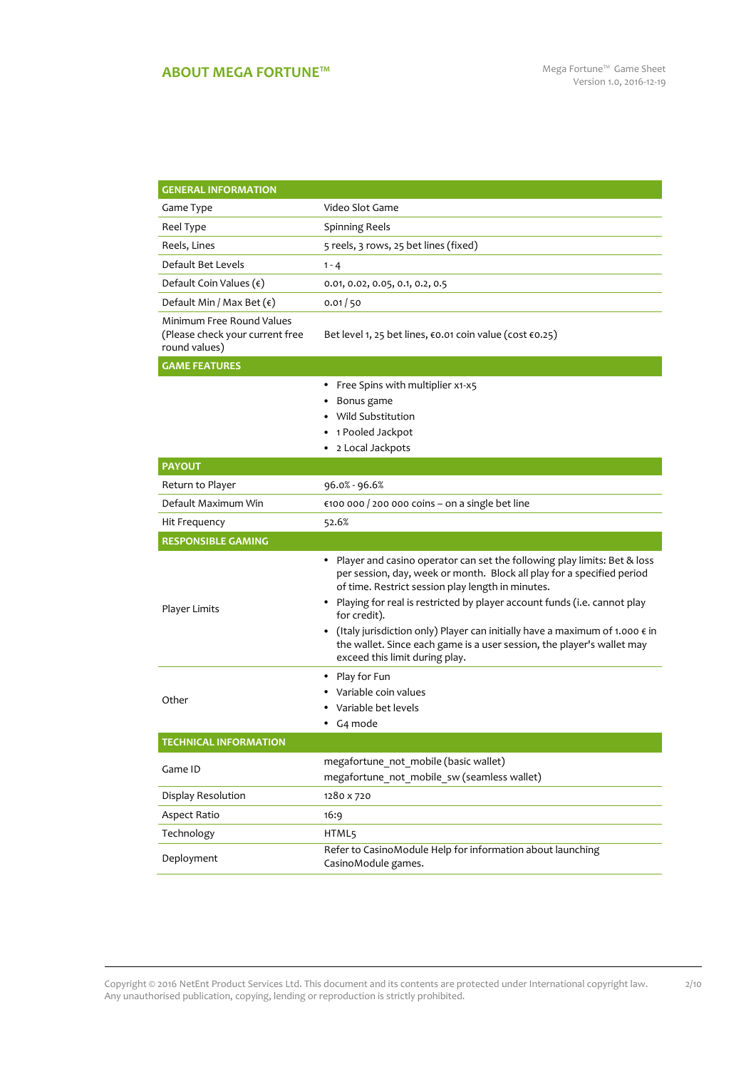## ABOUT MEGA FORTUNE™

| GENERAL INFORMATION | |
|---|---|
| Game Type | Video Slot Game |
| Reel Type | Spinning Reels |
| Reels, Lines | 5 reels, 3 rows, 25 bet lines (fixed) |
| Default Bet Levels | 1 - 4 |
| Default Coin Values (€) | 0.01, 0.02, 0.05, 0.1, 0.2, 0.5 |
| Default Min / Max Bet (€) | 0.01 / 50 |
| Minimum Free Round Values (Please check your current free round values) | Bet level 1, 25 bet lines, €0.01 coin value (cost €0.25) |
| **GAME FEATURES** | |
| | • Free Spins with multiplier x1-x5<br>• Bonus game<br>• Wild Substitution<br>• 1 Pooled Jackpot<br>• 2 Local Jackpots |
| **PAYOUT** | |
| Return to Player | 96.0% - 96.6% |
| Default Maximum Win | €100 000 / 200 000 coins – on a single bet line |
| Hit Frequency | 52.6% |
| **RESPONSIBLE GAMING** | |
| Player Limits | • Player and casino operator can set the following play limits: Bet & loss per session, day, week or month. Block all play for a specified period of time. Restrict session play length in minutes.<br>• Playing for real is restricted by player account funds (i.e. cannot play for credit).<br>• (Italy jurisdiction only) Player can initially have a maximum of 1.000 € in the wallet. Since each game is a user session, the player's wallet may exceed this limit during play. |
| Other | • Play for Fun<br>• Variable coin values<br>• Variable bet levels<br>• G4 mode |
| **TECHNICAL INFORMATION** | |
| Game ID | megafortune_not_mobile (basic wallet)<br>megafortune_not_mobile_sw (seamless wallet) |
| Display Resolution | 1280 x 720 |
| Aspect Ratio | 16:9 |
| Technology | HTML5 |
| Deployment | Refer to CasinoModule Help for information about launching CasinoModule games. |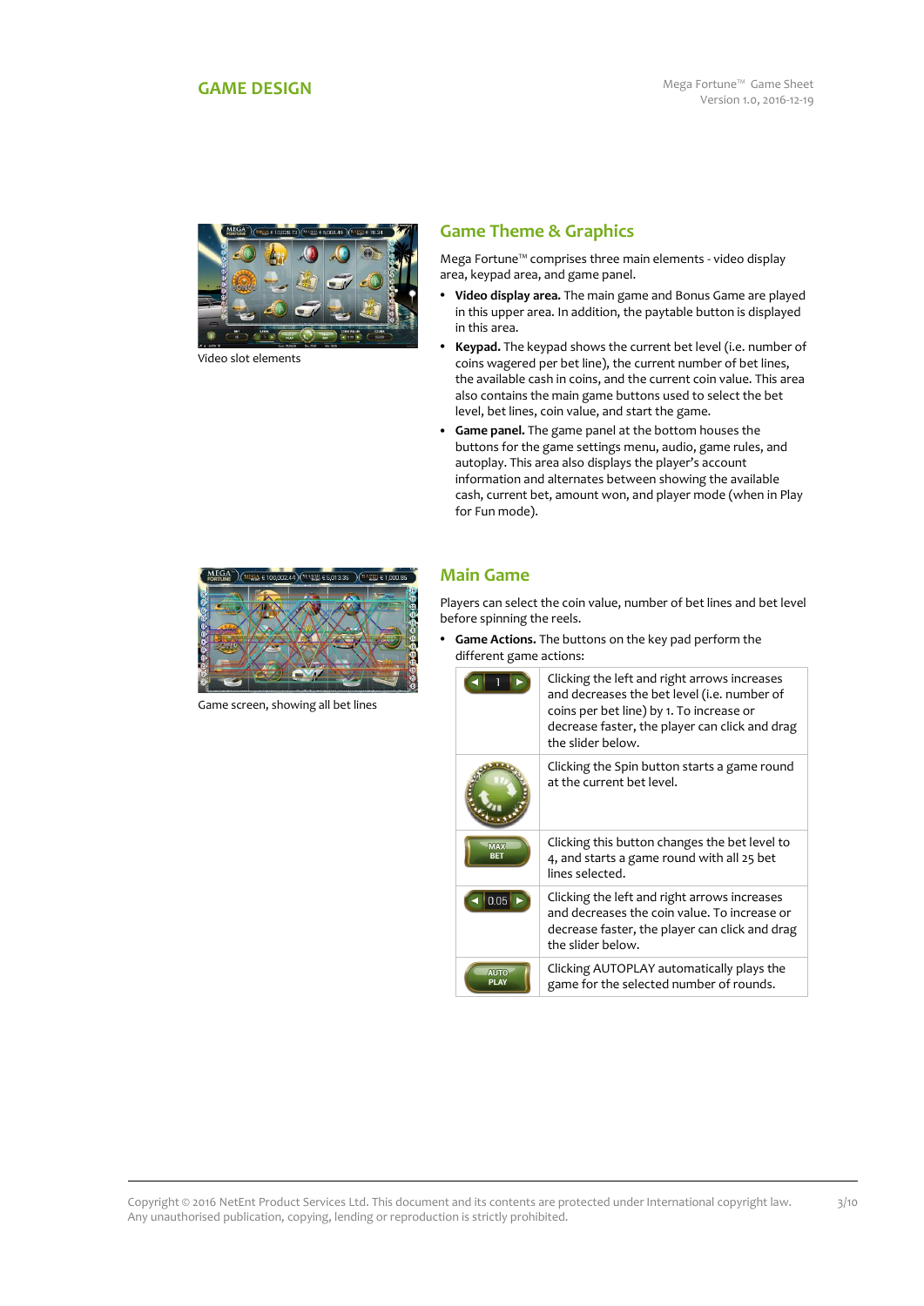# GAME DESIGN

Video slot elements

## Game Theme & Graphics

Mega Fortune™ comprises three main elements - video display area, keypad area, and game panel.

- **Video display area.** The main game and Bonus Game are played in this upper area. In addition, the paytable button is displayed in this area.
- **Keypad.** The keypad shows the current bet level (i.e. number of coins wagered per bet line), the current number of bet lines, the available cash in coins, and the current coin value. This area also contains the main game buttons used to select the bet level, bet lines, coin value, and start the game.
- **Game panel.** The game panel at the bottom houses the buttons for the game settings menu, audio, game rules, and autoplay. This area also displays the player's account information and alternates between showing the available cash, current bet, amount won, and player mode (when in Play for Fun mode).

Game screen, showing all bet lines

## Main Game

Players can select the coin value, number of bet lines and bet level before spinning the reels.

- **Game Actions.** The buttons on the key pad perform the different game actions:

| Button | Action |
|---|---|
| ◀ 1 ▶ | Clicking the left and right arrows increases and decreases the bet level (i.e. number of coins per bet line) by 1. To increase or decrease faster, the player can click and drag the slider below. |
| (Spin) | Clicking the Spin button starts a game round at the current bet level. |
| MAX BET | Clicking this button changes the bet level to 4, and starts a game round with all 25 bet lines selected. |
| ◀ 0.05 ▶ | Clicking the left and right arrows increases and decreases the coin value. To increase or decrease faster, the player can click and drag the slider below. |
| AUTO PLAY | Clicking AUTOPLAY automatically plays the game for the selected number of rounds. |

Copyright © 2016 NetEnt Product Services Ltd. This document and its contents are protected under International copyright law. Any unauthorised publication, copying, lending or reproduction is strictly prohibited.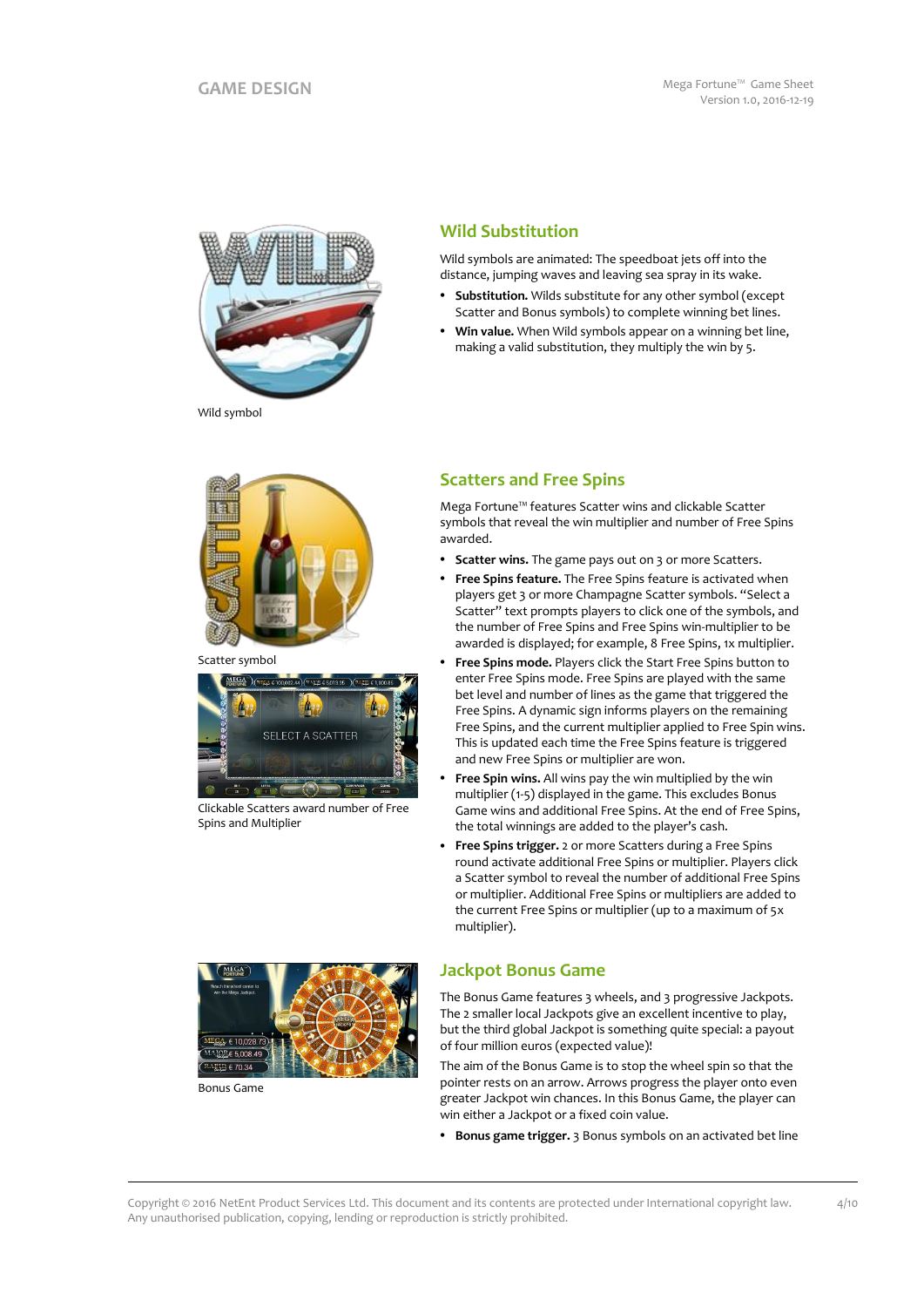## Wild Substitution

Wild symbols are animated: The speedboat jets off into the distance, jumping waves and leaving sea spray in its wake.

- **Substitution.** Wilds substitute for any other symbol (except Scatter and Bonus symbols) to complete winning bet lines.
- **Win value.** When Wild symbols appear on a winning bet line, making a valid substitution, they multiply the win by 5.

Wild symbol

## Scatters and Free Spins

Mega Fortune™ features Scatter wins and clickable Scatter symbols that reveal the win multiplier and number of Free Spins awarded.

- **Scatter wins.** The game pays out on 3 or more Scatters.
- **Free Spins feature.** The Free Spins feature is activated when players get 3 or more Champagne Scatter symbols. "Select a Scatter" text prompts players to click one of the symbols, and the number of Free Spins and Free Spins win-multiplier to be awarded is displayed; for example, 8 Free Spins, 1x multiplier.
- **Free Spins mode.** Players click the Start Free Spins button to enter Free Spins mode. Free Spins are played with the same bet level and number of lines as the game that triggered the Free Spins. A dynamic sign informs players on the remaining Free Spins, and the current multiplier applied to Free Spin wins. This is updated each time the Free Spins feature is triggered and new Free Spins or multiplier are won.
- **Free Spin wins.** All wins pay the win multiplied by the win multiplier (1-5) displayed in the game. This excludes Bonus Game wins and additional Free Spins. At the end of Free Spins, the total winnings are added to the player's cash.
- **Free Spins trigger.** 2 or more Scatters during a Free Spins round activate additional Free Spins or multiplier. Players click a Scatter symbol to reveal the number of additional Free Spins or multiplier. Additional Free Spins or multipliers are added to the current Free Spins or multiplier (up to a maximum of 5x multiplier).

Scatter symbol

Clickable Scatters award number of Free Spins and Multiplier

## Jackpot Bonus Game

The Bonus Game features 3 wheels, and 3 progressive Jackpots. The 2 smaller local Jackpots give an excellent incentive to play, but the third global Jackpot is something quite special: a payout of four million euros (expected value)!

The aim of the Bonus Game is to stop the wheel spin so that the pointer rests on an arrow. Arrows progress the player onto even greater Jackpot win chances. In this Bonus Game, the player can win either a Jackpot or a fixed coin value.

- **Bonus game trigger.** 3 Bonus symbols on an activated bet line

Bonus Game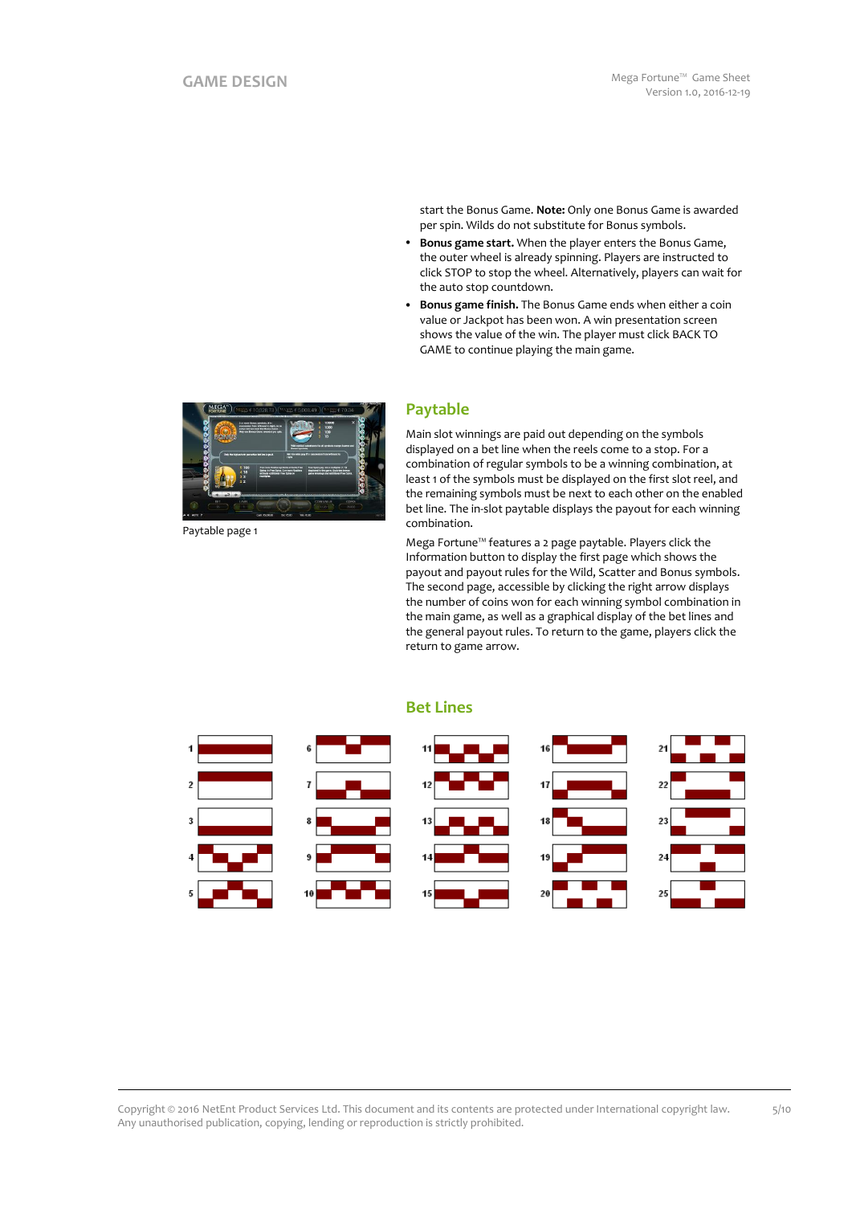start the Bonus Game. **Note:** Only one Bonus Game is awarded per spin. Wilds do not substitute for Bonus symbols.

- **Bonus game start.** When the player enters the Bonus Game, the outer wheel is already spinning. Players are instructed to click STOP to stop the wheel. Alternatively, players can wait for the auto stop countdown.
- **Bonus game finish.** The Bonus Game ends when either a coin value or Jackpot has been won. A win presentation screen shows the value of the win. The player must click BACK TO GAME to continue playing the main game.

Paytable page 1

## Paytable

Main slot winnings are paid out depending on the symbols displayed on a bet line when the reels come to a stop. For a combination of regular symbols to be a winning combination, at least 1 of the symbols must be displayed on the first slot reel, and the remaining symbols must be next to each other on the enabled bet line. The in-slot paytable displays the payout for each winning combination.

Mega Fortune™ features a 2 page paytable. Players click the Information button to display the first page which shows the payout and payout rules for the Wild, Scatter and Bonus symbols. The second page, accessible by clicking the right arrow displays the number of coins won for each winning symbol combination in the main game, as well as a graphical display of the bet lines and the general payout rules. To return to the game, players click the return to game arrow.

## Bet Lines

1 2 3 4 5 6 7 8 9 10 11 12 13 14 15 16 17 18 19 20 21 22 23 24 25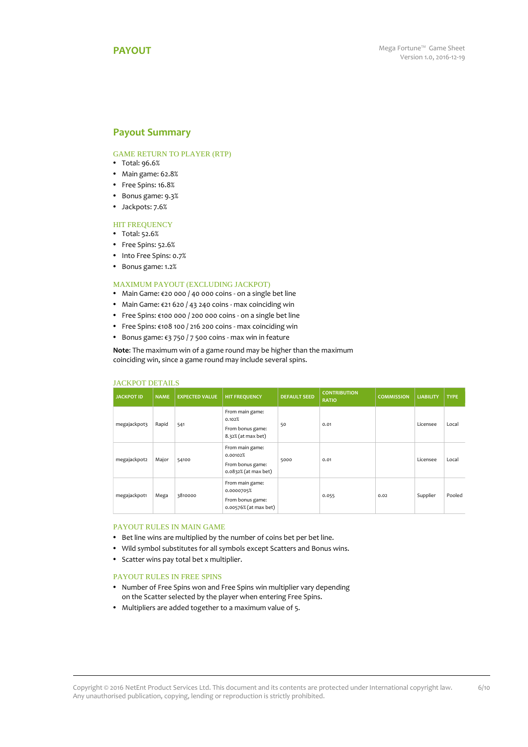# PAYOUT

## Payout Summary

### GAME RETURN TO PLAYER (RTP)

- Total: 96.6%
- Main game: 62.8%
- Free Spins: 16.8%
- Bonus game: 9.3%
- Jackpots: 7.6%

### HIT FREQUENCY

- Total: 52.6%
- Free Spins: 52.6%
- Into Free Spins: 0.7%
- Bonus game: 1.2%

### MAXIMUM PAYOUT (EXCLUDING JACKPOT)

- Main Game: €20 000 / 40 000 coins - on a single bet line
- Main Game: €21 620 / 43 240 coins - max coinciding win
- Free Spins: €100 000 / 200 000 coins - on a single bet line
- Free Spins: €108 100 / 216 200 coins - max coinciding win
- Bonus game: €3 750 / 7 500 coins - max win in feature

**Note**: The maximum win of a game round may be higher than the maximum coinciding win, since a game round may include several spins.

### JACKPOT DETAILS

| JACKPOT ID | NAME | EXPECTED VALUE | HIT FREQUENCY | DEFAULT SEED | CONTRIBUTION RATIO | COMMISSION | LIABILITY | TYPE |
|---|---|---|---|---|---|---|---|---|
| megajackpot3 | Rapid | 541 | From main game: 0.102% From bonus game: 8.32% (at max bet) | 50 | 0.01 | | Licensee | Local |
| megajackpot2 | Major | 54100 | From main game: 0.00102% From bonus game: 0.0832% (at max bet) | 5000 | 0.01 | | Licensee | Local |
| megajackpot1 | Mega | 3810000 | From main game: 0.0000705% From bonus game: 0.00576% (at max bet) | | 0.055 | 0.02 | Supplier | Pooled |

### PAYOUT RULES IN MAIN GAME

- Bet line wins are multiplied by the number of coins bet per bet line.
- Wild symbol substitutes for all symbols except Scatters and Bonus wins.
- Scatter wins pay total bet x multiplier.

### PAYOUT RULES IN FREE SPINS

- Number of Free Spins won and Free Spins win multiplier vary depending on the Scatter selected by the player when entering Free Spins.
- Multipliers are added together to a maximum value of 5.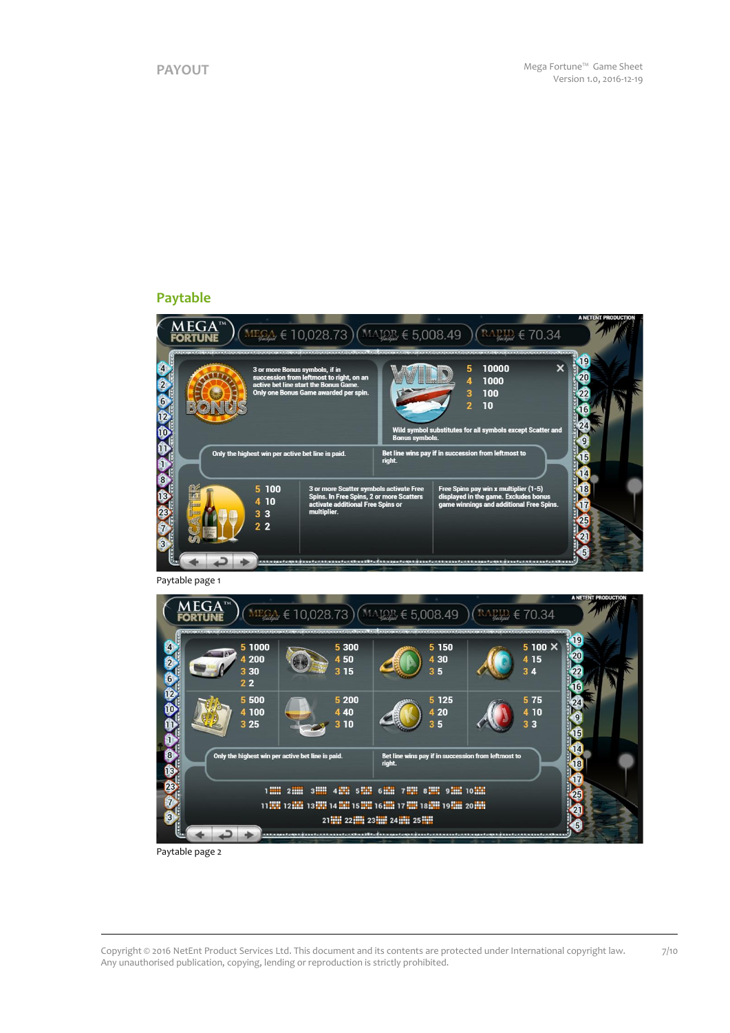## Paytable

MEGA FORTUNE™

MEGA Jackpot € 10,028.73 | MAJOR Jackpot € 5,008.49 | RAPID Jackpot € 70.34

A NETENT PRODUCTION

**BONUS**

3 or more Bonus symbols, if in succession from leftmost to right, on an active bet line start the Bonus Game. Only one Bonus Game awarded per spin.

**WILD**

| | |
|---|---|
| 5 | 10000 |
| 4 | 1000 |
| 3 | 100 |
| 2 | 10 |

Wild symbol substitutes for all symbols except Scatter and Bonus symbols.

Only the highest win per active bet line is paid.

Bet line wins pay if in succession from leftmost to right.

**SCATTER**

| | |
|---|---|
| 5 | 100 |
| 4 | 10 |
| 3 | 3 |
| 2 | 2 |

3 or more Scatter symbols activate Free Spins. In Free Spins, 2 or more Scatters activate additional Free Spins or multiplier.

Free Spins pay win x multiplier (1-5) displayed in the game. Excludes bonus game winnings and additional Free Spins.

Paytable page 1

MEGA FORTUNE™

MEGA Jackpot € 10,028.73 | MAJOR Jackpot € 5,008.49 | RAPID Jackpot € 70.34

A NETENT PRODUCTION

| Limousine | Watch | Ring (A) | Ring (Q) |
|---|---|---|---|
| 5 1000 | 5 300 | 5 150 | 5 100 |
| 4 200 | 4 50 | 4 30 | 4 15 |
| 3 30 | 3 15 | 3 5 | 3 4 |
| 2 2 | | | |

| Money | Cognac | Ring (K) | Ring (J) |
|---|---|---|---|
| 5 500 | 5 200 | 5 125 | 5 75 |
| 4 100 | 4 40 | 4 20 | 4 10 |
| 3 25 | 3 10 | 3 5 | 3 3 |

Only the highest win per active bet line is paid.

Bet line wins pay if in succession from leftmost to right.

1 2 3 4 5 6 7 8 9 10

11 12 13 14 15 16 17 18 19 20

21 22 23 24 25

Paytable page 2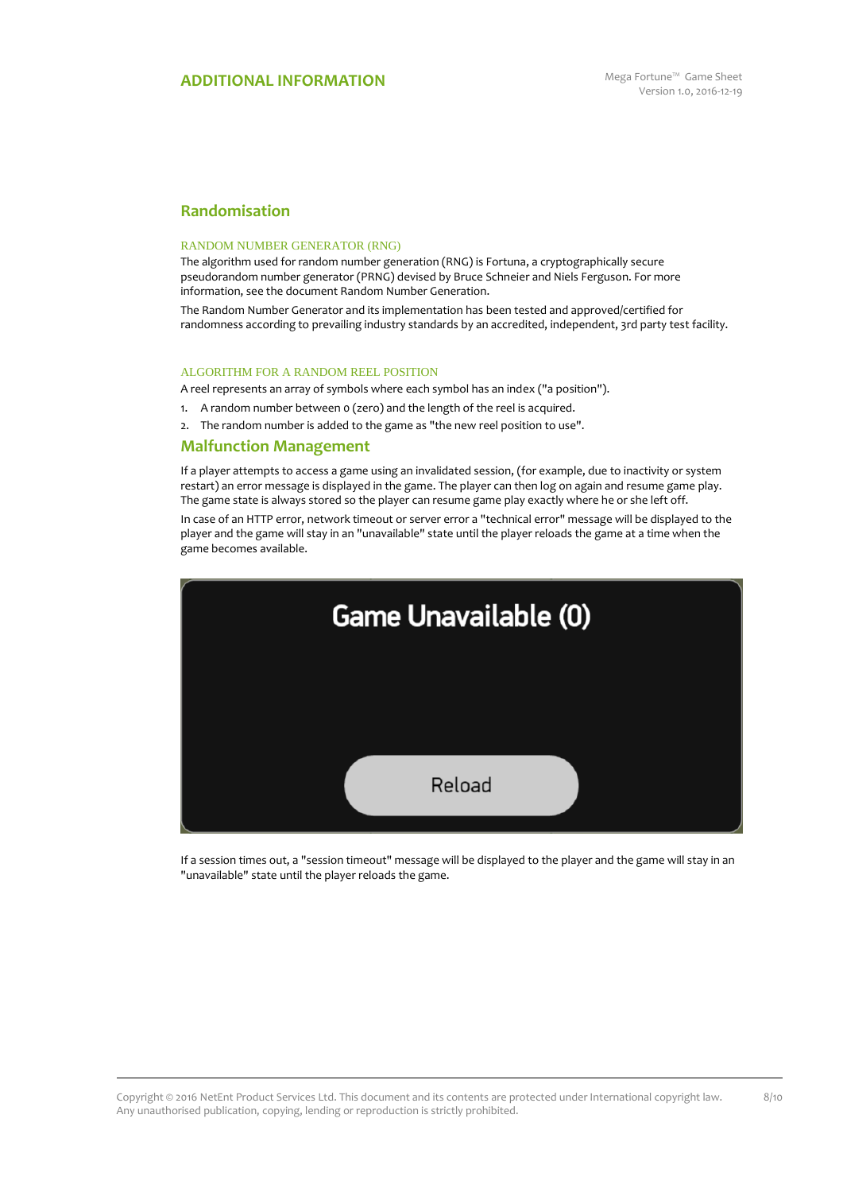# ADDITIONAL INFORMATION

## Randomisation

### RANDOM NUMBER GENERATOR (RNG)

The algorithm used for random number generation (RNG) is Fortuna, a cryptographically secure pseudorandom number generator (PRNG) devised by Bruce Schneier and Niels Ferguson. For more information, see the document Random Number Generation.

The Random Number Generator and its implementation has been tested and approved/certified for randomness according to prevailing industry standards by an accredited, independent, 3rd party test facility.

### ALGORITHM FOR A RANDOM REEL POSITION

A reel represents an array of symbols where each symbol has an index ("a position").

1. A random number between 0 (zero) and the length of the reel is acquired.
2. The random number is added to the game as "the new reel position to use".

## Malfunction Management

If a player attempts to access a game using an invalidated session, (for example, due to inactivity or system restart) an error message is displayed in the game. The player can then log on again and resume game play. The game state is always stored so the player can resume game play exactly where he or she left off.

In case of an HTTP error, network timeout or server error a "technical error" message will be displayed to the player and the game will stay in an "unavailable" state until the player reloads the game at a time when the game becomes available.

Game Unavailable (0)

Reload

If a session times out, a "session timeout" message will be displayed to the player and the game will stay in an "unavailable" state until the player reloads the game.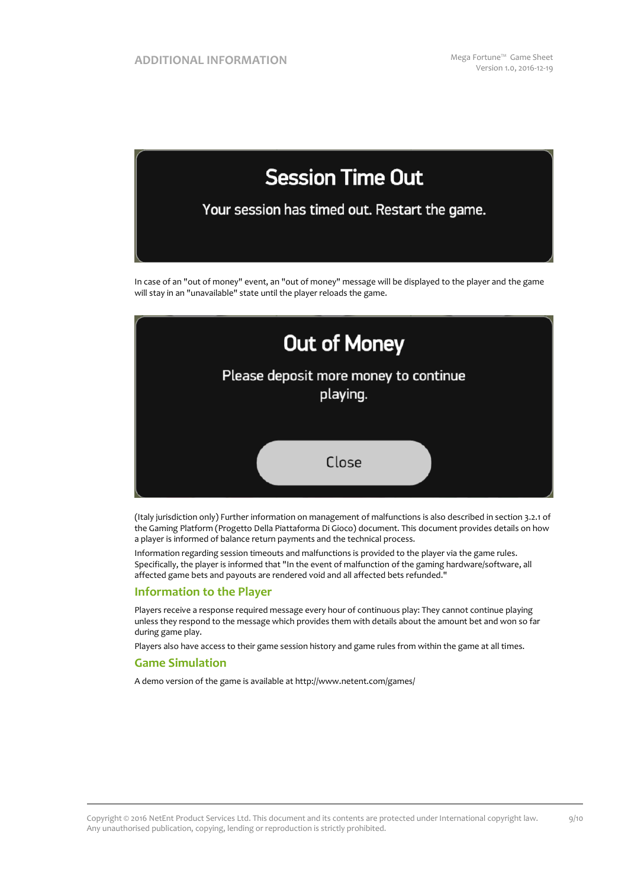Session Time Out

Your session has timed out. Restart the game.

In case of an "out of money" event, an "out of money" message will be displayed to the player and the game will stay in an "unavailable" state until the player reloads the game.

Out of Money

Please deposit more money to continue playing.

Close

(Italy jurisdiction only) Further information on management of malfunctions is also described in section 3.2.1 of the Gaming Platform (Progetto Della Piattaforma Di Gioco) document. This document provides details on how a player is informed of balance return payments and the technical process.

Information regarding session timeouts and malfunctions is provided to the player via the game rules. Specifically, the player is informed that "In the event of malfunction of the gaming hardware/software, all affected game bets and payouts are rendered void and all affected bets refunded."

## Information to the Player

Players receive a response required message every hour of continuous play: They cannot continue playing unless they respond to the message which provides them with details about the amount bet and won so far during game play.

Players also have access to their game session history and game rules from within the game at all times.

## Game Simulation

A demo version of the game is available at http://www.netent.com/games/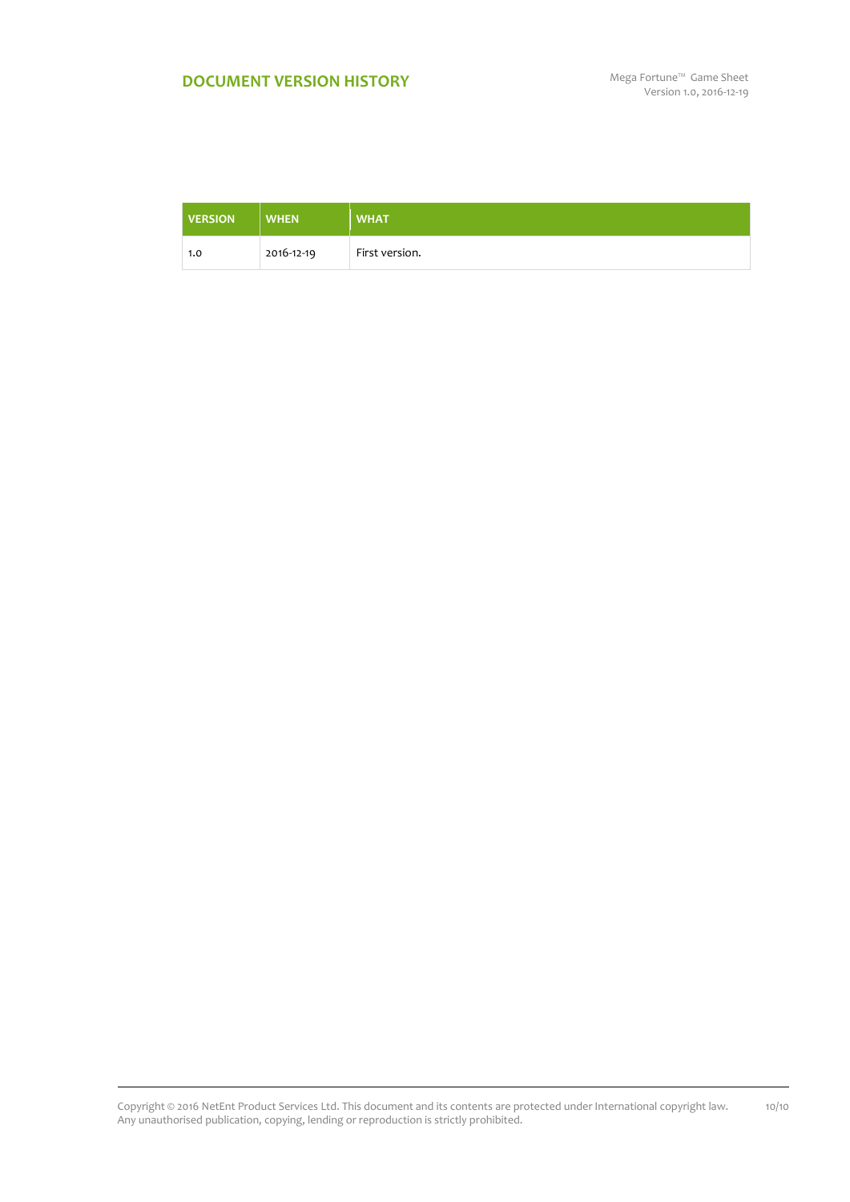# DOCUMENT VERSION HISTORY

| VERSION | WHEN | WHAT |
| --- | --- | --- |
| 1.0 | 2016-12-19 | First version. |